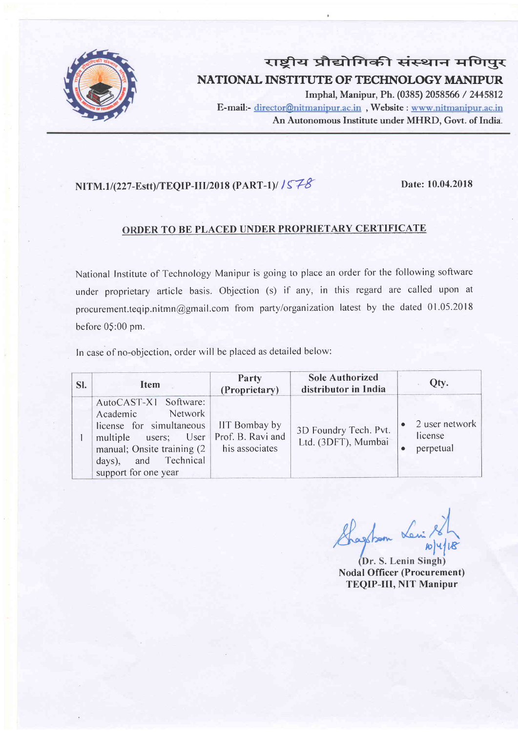राष्ट्रीय प्रौद्योगिकी संस्थान मणिपुर

**NATIONAL INSTITUTE OF TECHNOLOGY MANIPUR**

Imphal, Manipur, Ph. (0385) 2058566 / 2445812

E-mail:- director@nitmanipur.ac.in , Website : www.nitmanipur.ac.in

An Autonomous Institute under MHRD, Govt. of India.

**NITM.1/(227-Estt)/TEQIP-III/2018 (PART-1)/ 1578** **Date: 10.04.2018**

## ORDER TO BE PLACED UNDER PROPRIETARY CERTIFICATE

National Institute of Technology Manipur is going to place an order for the following software under proprietary article basis. Objection (s) if any, in this regard are called upon at procurement.teqip.nitmn@gmail.com from party/organization latest by the dated 01.05.2018 before 05:00 pm.

In case of no-objection, order will be placed as detailed below:

| Sl. | Item | Party (Proprietary) | Sole Authorized distributor in India | Qty. |
|---|---|---|---|---|
| 1 | AutoCAST-X1 Software: Academic Network license for simultaneous multiple users; User manual; Onsite training (2 days), and Technical support for one year | IIT Bombay by Prof. B. Ravi and his associates | 3D Foundry Tech. Pvt. Ltd. (3DFT), Mumbai | • 2 user network license<br>• perpetual |

Shagolsem Lenin Singh 10/4/18

(Dr. S. Lenin Singh)

**Nodal Officer (Procurement)**

**TEQIP-III, NIT Manipur**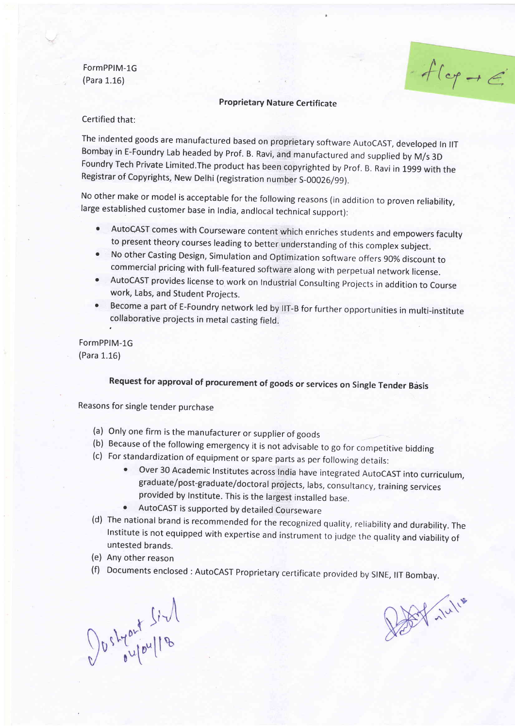FormPPIM-1G
(Para 1.16)

Flag → E

**Proprietary Nature Certificate**

Certified that:

The indented goods are manufactured based on proprietary software AutoCAST, developed In IIT Bombay in E-Foundry Lab headed by Prof. B. Ravi, and manufactured and supplied by M/s 3D Foundry Tech Private Limited.The product has been copyrighted by Prof. B. Ravi in 1999 with the Registrar of Copyrights, New Delhi (registration number S-00026/99).

No other make or model is acceptable for the following reasons (in addition to proven reliability, large established customer base in India, andlocal technical support):

- AutoCAST comes with Courseware content which enriches students and empowers faculty to present theory courses leading to better understanding of this complex subject.
- No other Casting Design, Simulation and Optimization software offers 90% discount to commercial pricing with full-featured software along with perpetual network license.
- AutoCAST provides license to work on Industrial Consulting Projects in addition to Course work, Labs, and Student Projects.
- Become a part of E-Foundry network led by IIT-B for further opportunities in multi-institute collaborative projects in metal casting field.

FormPPIM-1G
(Para 1.16)

**Request for approval of procurement of goods or services on Single Tender Basis**

Reasons for single tender purchase

(a) Only one firm is the manufacturer or supplier of goods
(b) Because of the following emergency it is not advisable to go for competitive bidding
(c) For standardization of equipment or spare parts as per following details:
  - Over 30 Academic Institutes across India have integrated AutoCAST into curriculum, graduate/post-graduate/doctoral projects, labs, consultancy, training services provided by Institute. This is the largest installed base.
  - AutoCAST is supported by detailed Courseware
(d) The national brand is recommended for the recognized quality, reliability and durability. The Institute is not equipped with expertise and instrument to judge the quality and viability of untested brands.
(e) Any other reason
(f) Documents enclosed : AutoCAST Proprietary certificate provided by SINE, IIT Bombay.

Dushyant Sial
04/04/18

[Signature] 2/4/18